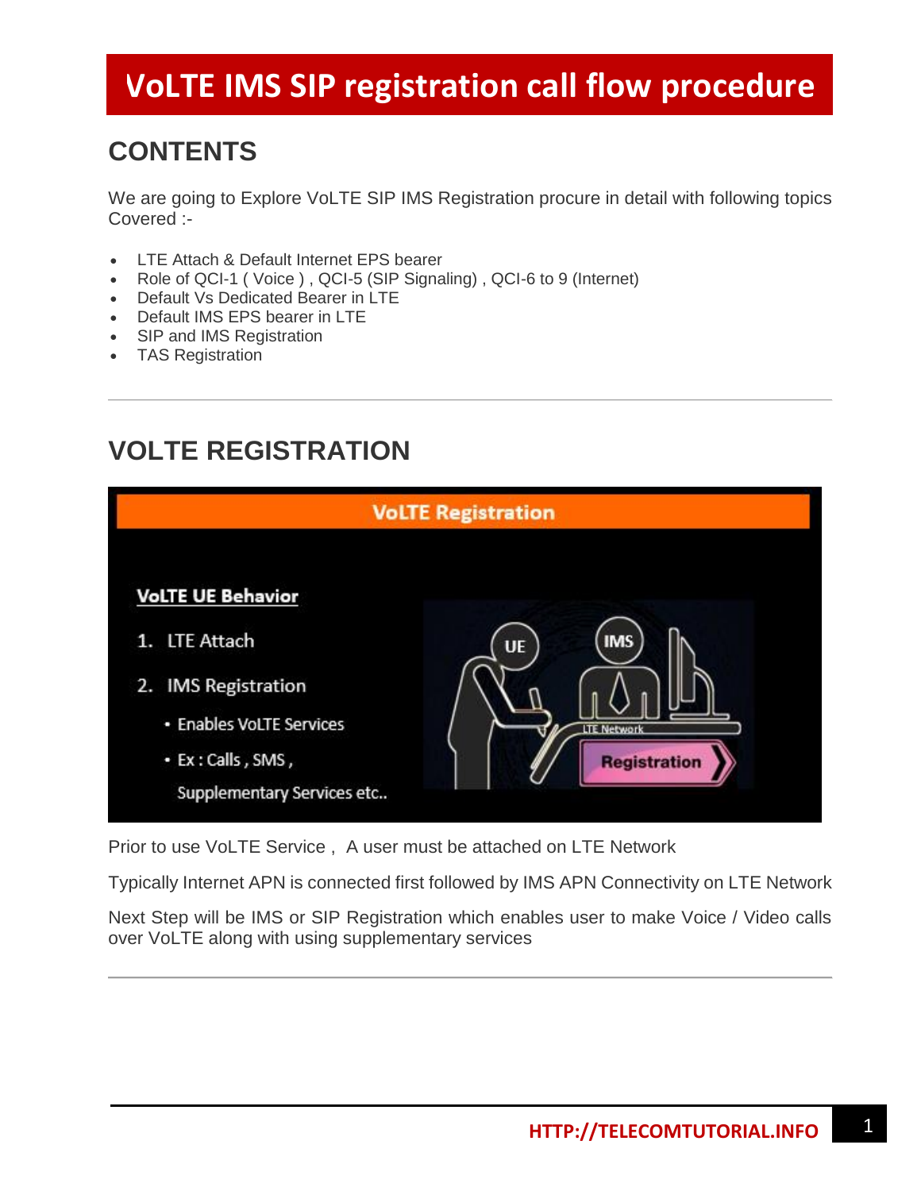# VoLTE IMS SIP registration call flow procedure

## CONTENTS

We are going to Explore VoLTE SIP IMS Registration procure in detail with following topics Covered :-

- LTE Attach & Default Internet EPS bearer
- Role of QCI-1 ( Voice ) , QCI-5 (SIP Signaling) , QCI-6 to 9 (Internet)
- Default Vs Dedicated Bearer in LTE
- Default IMS EPS bearer in LTE
- SIP and IMS Registration
- TAS Registration

---

## VOLTE REGISTRATION

**VoLTE Registration**

**VoLTE UE Behavior**

1. LTE Attach
2. IMS Registration
   - Enables VoLTE Services
   - Ex : Calls , SMS , Supplementary Services etc..

Prior to use VoLTE Service , A user must be attached on LTE Network

Typically Internet APN is connected first followed by IMS APN Connectivity on LTE Network

Next Step will be IMS or SIP Registration which enables user to make Voice / Video calls over VoLTE along with using supplementary services

---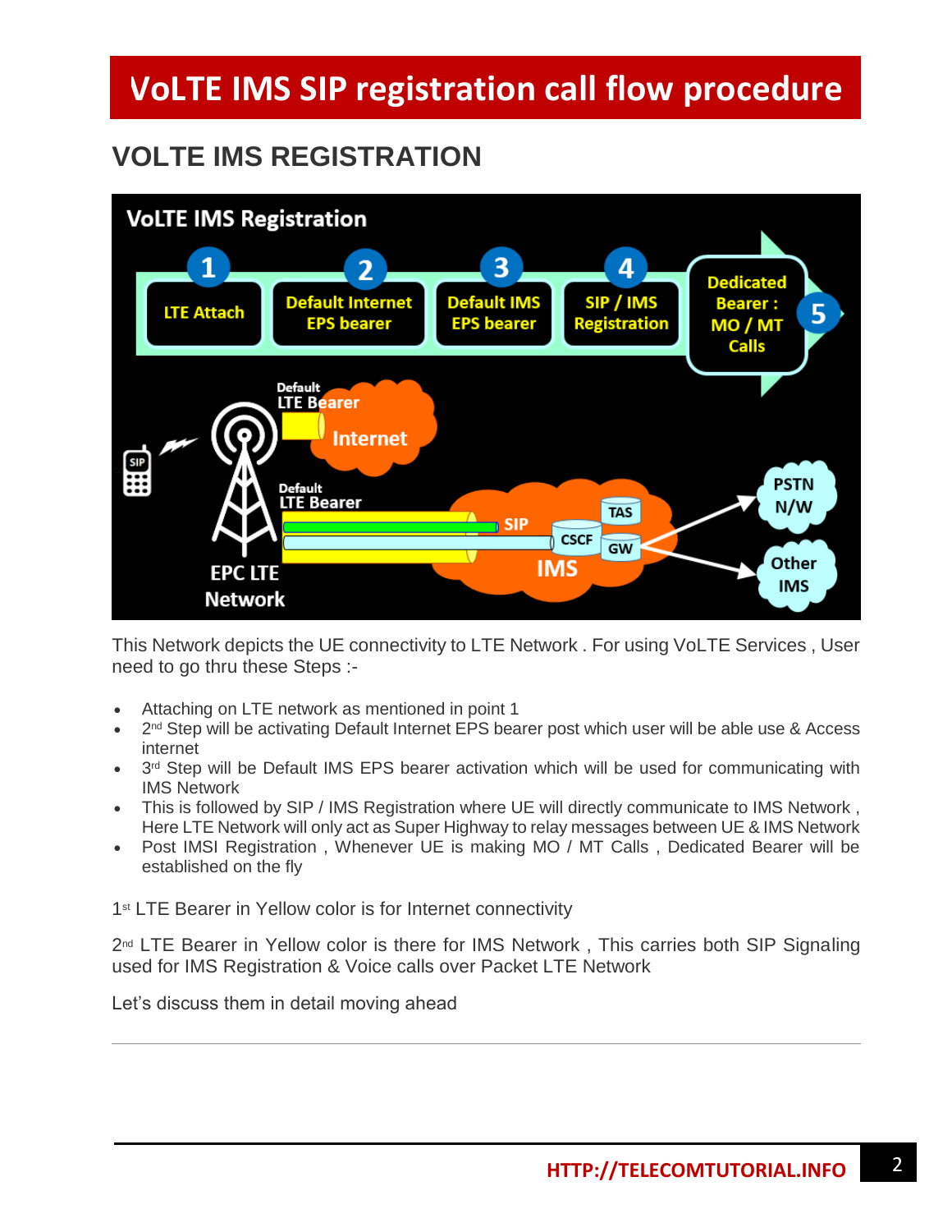# VoLTE IMS SIP registration call flow procedure

## VOLTE IMS REGISTRATION

This Network depicts the UE connectivity to LTE Network . For using VoLTE Services , User need to go thru these Steps :-

- Attaching on LTE network as mentioned in point 1
- 2nd Step will be activating Default Internet EPS bearer post which user will be able use & Access internet
- 3rd Step will be Default IMS EPS bearer activation which will be used for communicating with IMS Network
- This is followed by SIP / IMS Registration where UE will directly communicate to IMS Network , Here LTE Network will only act as Super Highway to relay messages between UE & IMS Network
- Post IMSI Registration , Whenever UE is making MO / MT Calls , Dedicated Bearer will be established on the fly

1st LTE Bearer in Yellow color is for Internet connectivity

2nd LTE Bearer in Yellow color is there for IMS Network , This carries both SIP Signaling used for IMS Registration & Voice calls over Packet LTE Network

Let's discuss them in detail moving ahead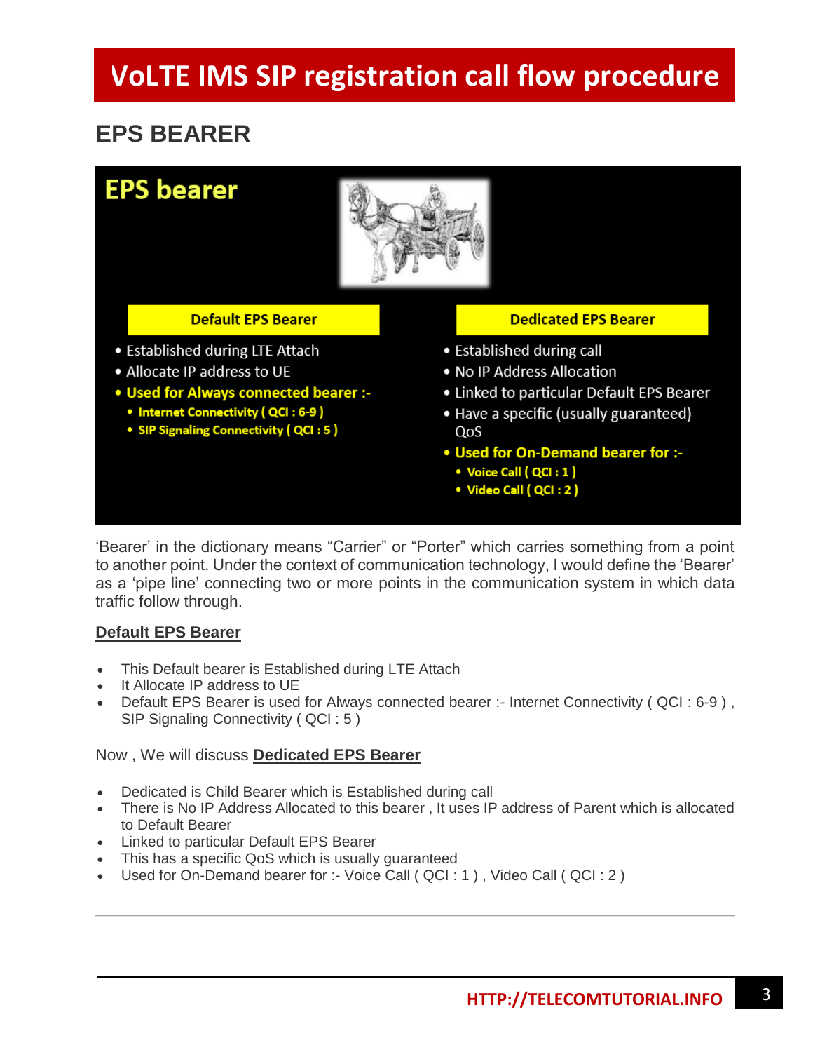# VoLTE IMS SIP registration call flow procedure

## EPS BEARER

EPS bearer

| Default EPS Bearer | Dedicated EPS Bearer |
|---|---|
| • Established during LTE Attach<br>• Allocate IP address to UE<br>• Used for Always connected bearer :-<br>  • Internet Connectivity ( QCI : 6-9 )<br>  • SIP Signaling Connectivity ( QCI : 5 ) | • Established during call<br>• No IP Address Allocation<br>• Linked to particular Default EPS Bearer<br>• Have a specific (usually guaranteed) QoS<br>• Used for On-Demand bearer for :-<br>  • Voice Call ( QCI : 1 )<br>  • Video Call ( QCI : 2 ) |

'Bearer' in the dictionary means "Carrier" or "Porter" which carries something from a point to another point. Under the context of communication technology, I would define the 'Bearer' as a 'pipe line' connecting two or more points in the communication system in which data traffic follow through.

**Default EPS Bearer**

- This Default bearer is Established during LTE Attach
- It Allocate IP address to UE
- Default EPS Bearer is used for Always connected bearer :- Internet Connectivity ( QCI : 6-9 ) , SIP Signaling Connectivity ( QCI : 5 )

Now , We will discuss **Dedicated EPS Bearer**

- Dedicated is Child Bearer which is Established during call
- There is No IP Address Allocated to this bearer , It uses IP address of Parent which is allocated to Default Bearer
- Linked to particular Default EPS Bearer
- This has a specific QoS which is usually guaranteed
- Used for On-Demand bearer for :- Voice Call ( QCI : 1 ) , Video Call ( QCI : 2 )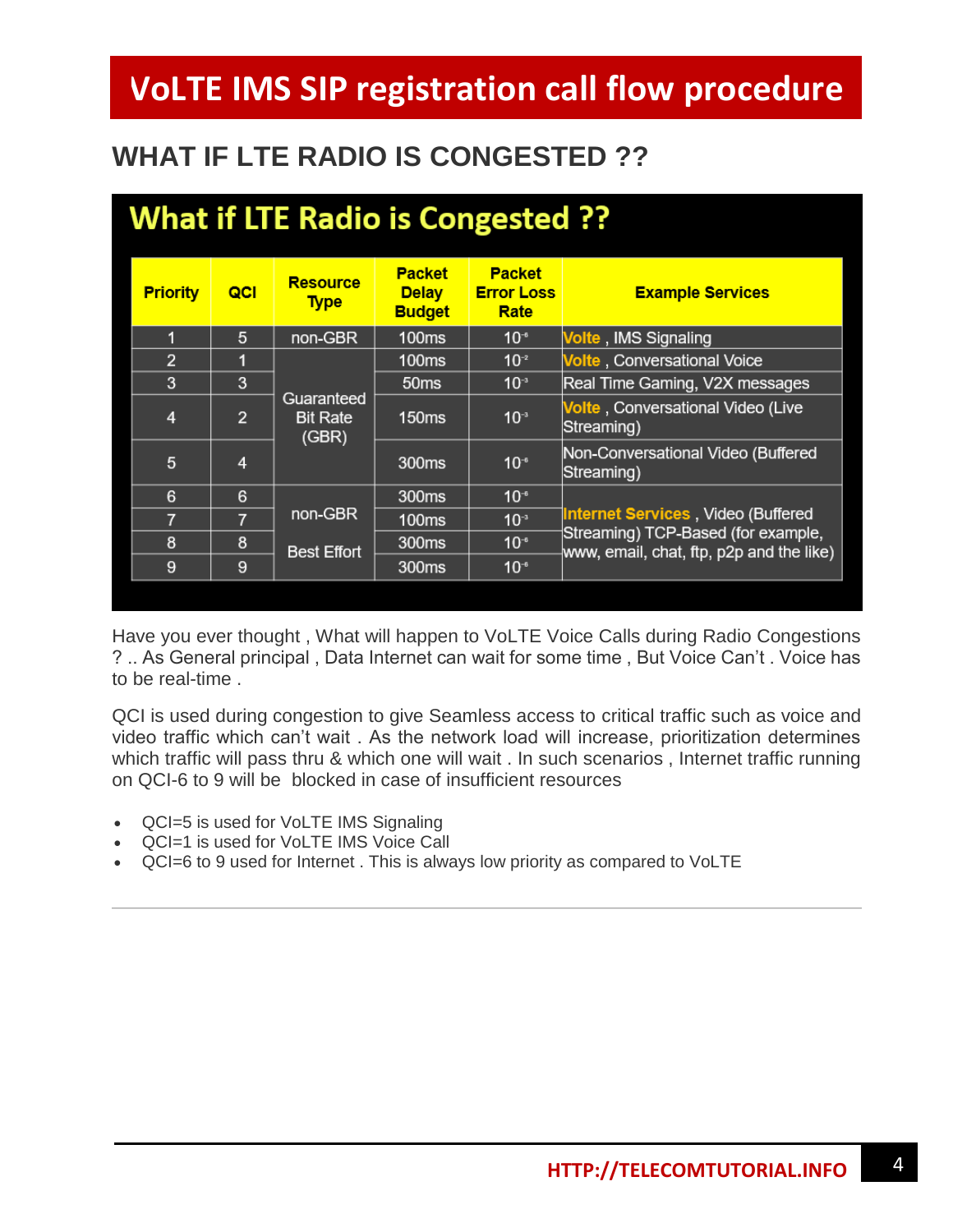# VoLTE IMS SIP registration call flow procedure

## WHAT IF LTE RADIO IS CONGESTED ??

### What if LTE Radio is Congested ??

| Priority | QCI | Resource Type | Packet Delay Budget | Packet Error Loss Rate | Example Services |
|---|---|---|---|---|---|
| 1 | 5 | non-GBR | 100ms | $10^{-6}$ | Volte , IMS Signaling |
| 2 | 1 | Guaranteed Bit Rate (GBR) | 100ms | $10^{-2}$ | Volte , Conversational Voice |
| 3 | 3 | | 50ms | $10^{-3}$ | Real Time Gaming, V2X messages |
| 4 | 2 | | 150ms | $10^{-3}$ | Volte , Conversational Video (Live Streaming) |
| 5 | 4 | | 300ms | $10^{-6}$ | Non-Conversational Video (Buffered Streaming) |
| 6 | 6 | non-GBR Best Effort | 300ms | $10^{-6}$ | Internet Services , Video (Buffered Streaming) TCP-Based (for example, www, email, chat, ftp, p2p and the like) |
| 7 | 7 | | 100ms | $10^{-3}$ | |
| 8 | 8 | | 300ms | $10^{-6}$ | |
| 9 | 9 | | 300ms | $10^{-6}$ | |

Have you ever thought , What will happen to VoLTE Voice Calls during Radio Congestions ? .. As General principal , Data Internet can wait for some time , But Voice Can't . Voice has to be real-time .

QCI is used during congestion to give Seamless access to critical traffic such as voice and video traffic which can't wait . As the network load will increase, prioritization determines which traffic will pass thru & which one will wait . In such scenarios , Internet traffic running on QCI-6 to 9 will be blocked in case of insufficient resources

- QCI=5 is used for VoLTE IMS Signaling
- QCI=1 is used for VoLTE IMS Voice Call
- QCI=6 to 9 used for Internet . This is always low priority as compared to VoLTE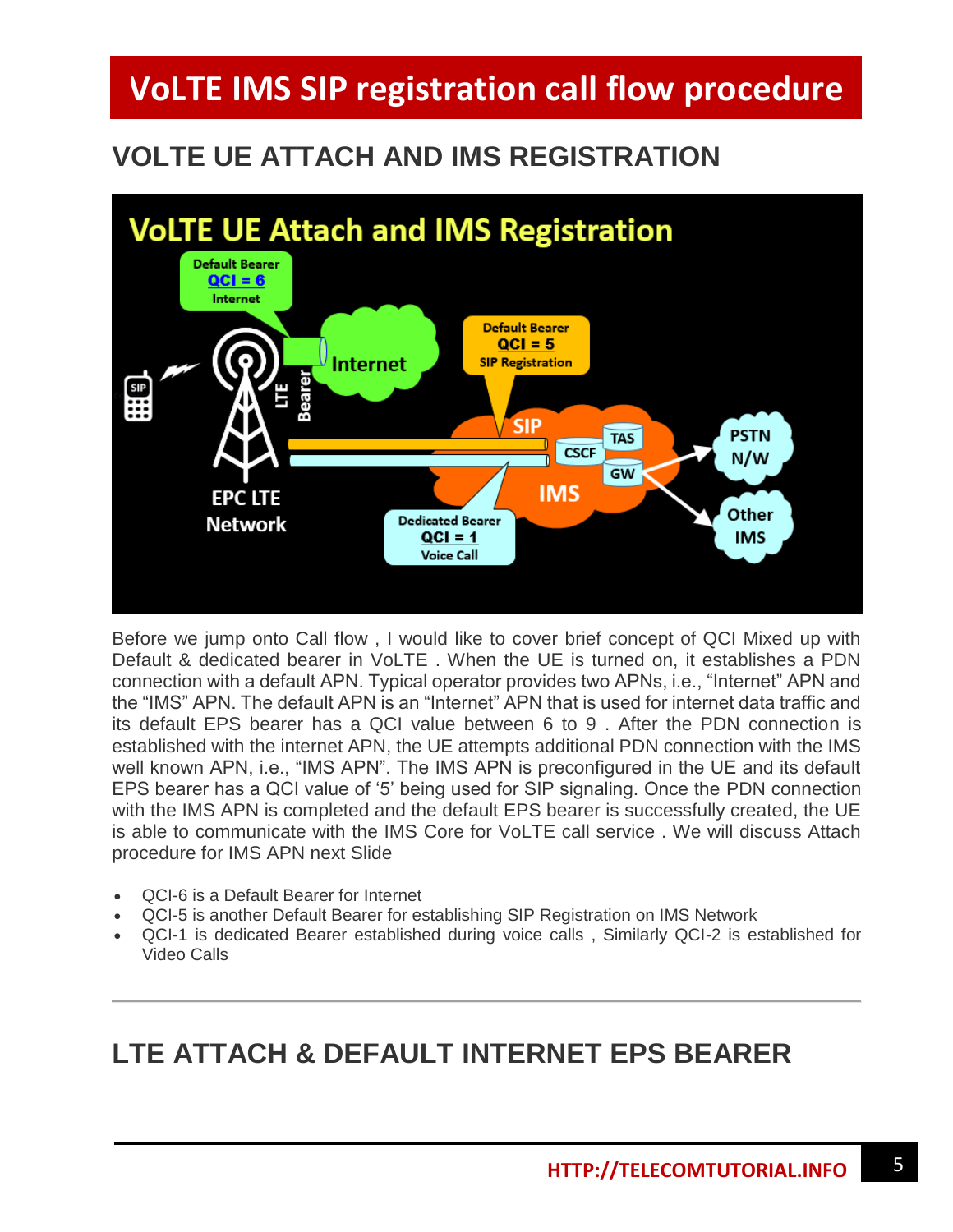# VoLTE IMS SIP registration call flow procedure

## VOLTE UE ATTACH AND IMS REGISTRATION

Before we jump onto Call flow , I would like to cover brief concept of QCI Mixed up with Default & dedicated bearer in VoLTE . When the UE is turned on, it establishes a PDN connection with a default APN. Typical operator provides two APNs, i.e., "Internet" APN and the "IMS" APN. The default APN is an "Internet" APN that is used for internet data traffic and its default EPS bearer has a QCI value between 6 to 9 . After the PDN connection is established with the internet APN, the UE attempts additional PDN connection with the IMS well known APN, i.e., "IMS APN". The IMS APN is preconfigured in the UE and its default EPS bearer has a QCI value of '5' being used for SIP signaling. Once the PDN connection with the IMS APN is completed and the default EPS bearer is successfully created, the UE is able to communicate with the IMS Core for VoLTE call service . We will discuss Attach procedure for IMS APN next Slide

- QCI-6 is a Default Bearer for Internet
- QCI-5 is another Default Bearer for establishing SIP Registration on IMS Network
- QCI-1 is dedicated Bearer established during voice calls , Similarly QCI-2 is established for Video Calls

---

## LTE ATTACH & DEFAULT INTERNET EPS BEARER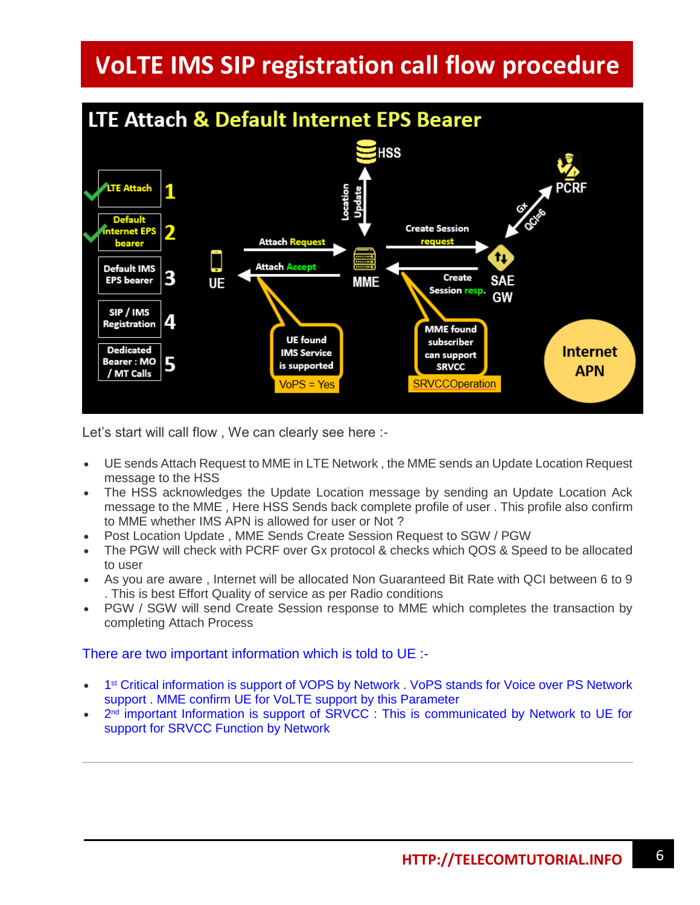# VoLTE IMS SIP registration call flow procedure

Let's start will call flow , We can clearly see here :-

- UE sends Attach Request to MME in LTE Network , the MME sends an Update Location Request message to the HSS
- The HSS acknowledges the Update Location message by sending an Update Location Ack message to the MME , Here HSS Sends back complete profile of user . This profile also confirm to MME whether IMS APN is allowed for user or Not ?
- Post Location Update , MME Sends Create Session Request to SGW / PGW
- The PGW will check with PCRF over Gx protocol & checks which QOS & Speed to be allocated to user
- As you are aware , Internet will be allocated Non Guaranteed Bit Rate with QCI between 6 to 9 . This is best Effort Quality of service as per Radio conditions
- PGW / SGW will send Create Session response to MME which completes the transaction by completing Attach Process

There are two important information which is told to UE :-

- 1st Critical information is support of VOPS by Network . VoPS stands for Voice over PS Network support . MME confirm UE for VoLTE support by this Parameter
- 2nd important Information is support of SRVCC : This is communicated by Network to UE for support for SRVCC Function by Network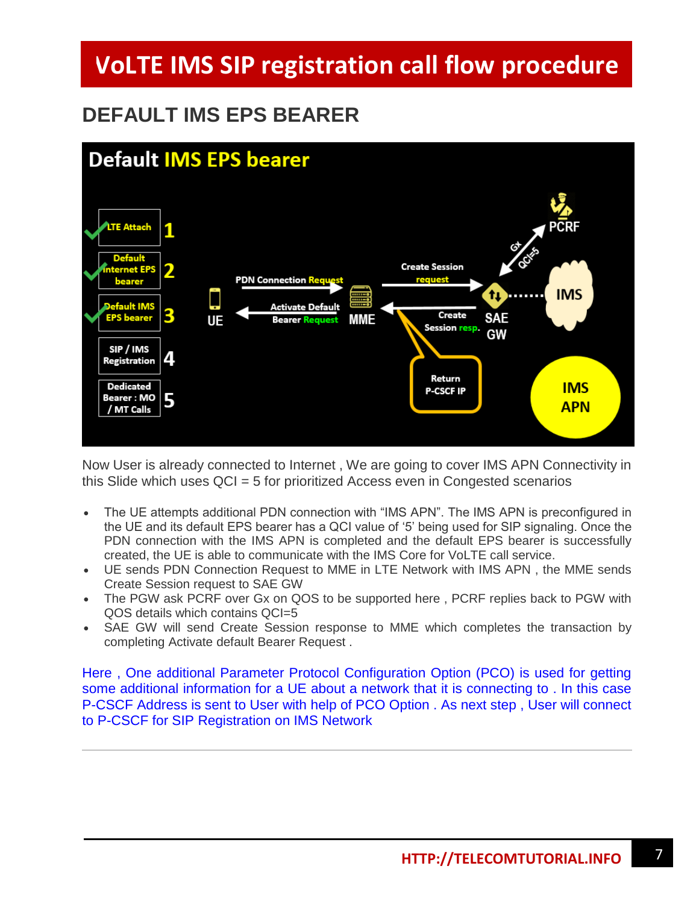# VoLTE IMS SIP registration call flow procedure

## DEFAULT IMS EPS BEARER

Now User is already connected to Internet , We are going to cover IMS APN Connectivity in this Slide which uses QCI = 5 for prioritized Access even in Congested scenarios

- The UE attempts additional PDN connection with "IMS APN". The IMS APN is preconfigured in the UE and its default EPS bearer has a QCI value of '5' being used for SIP signaling. Once the PDN connection with the IMS APN is completed and the default EPS bearer is successfully created, the UE is able to communicate with the IMS Core for VoLTE call service.
- UE sends PDN Connection Request to MME in LTE Network with IMS APN , the MME sends Create Session request to SAE GW
- The PGW ask PCRF over Gx on QOS to be supported here , PCRF replies back to PGW with QOS details which contains QCI=5
- SAE GW will send Create Session response to MME which completes the transaction by completing Activate default Bearer Request .

Here , One additional Parameter Protocol Configuration Option (PCO) is used for getting some additional information for a UE about a network that it is connecting to . In this case P-CSCF Address is sent to User with help of PCO Option . As next step , User will connect to P-CSCF for SIP Registration on IMS Network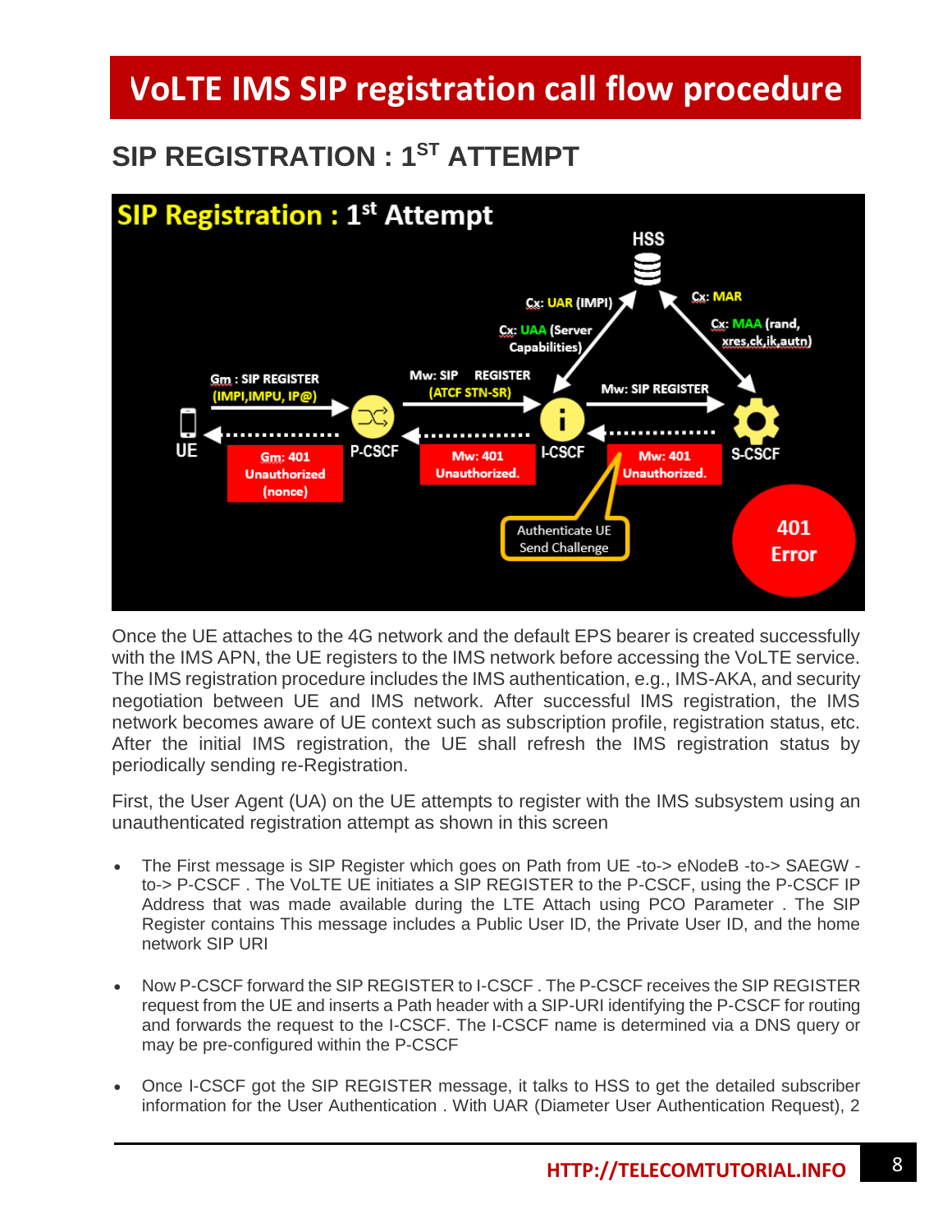# VoLTE IMS SIP registration call flow procedure

## SIP REGISTRATION : 1ST ATTEMPT

Once the UE attaches to the 4G network and the default EPS bearer is created successfully with the IMS APN, the UE registers to the IMS network before accessing the VoLTE service. The IMS registration procedure includes the IMS authentication, e.g., IMS-AKA, and security negotiation between UE and IMS network. After successful IMS registration, the IMS network becomes aware of UE context such as subscription profile, registration status, etc. After the initial IMS registration, the UE shall refresh the IMS registration status by periodically sending re-Registration.

First, the User Agent (UA) on the UE attempts to register with the IMS subsystem using an unauthenticated registration attempt as shown in this screen

- The First message is SIP Register which goes on Path from UE -to-> eNodeB -to-> SAEGW -to-> P-CSCF . The VoLTE UE initiates a SIP REGISTER to the P-CSCF, using the P-CSCF IP Address that was made available during the LTE Attach using PCO Parameter . The SIP Register contains This message includes a Public User ID, the Private User ID, and the home network SIP URI

- Now P-CSCF forward the SIP REGISTER to I-CSCF . The P-CSCF receives the SIP REGISTER request from the UE and inserts a Path header with a SIP-URI identifying the P-CSCF for routing and forwards the request to the I-CSCF. The I-CSCF name is determined via a DNS query or may be pre-configured within the P-CSCF

- Once I-CSCF got the SIP REGISTER message, it talks to HSS to get the detailed subscriber information for the User Authentication . With UAR (Diameter User Authentication Request), 2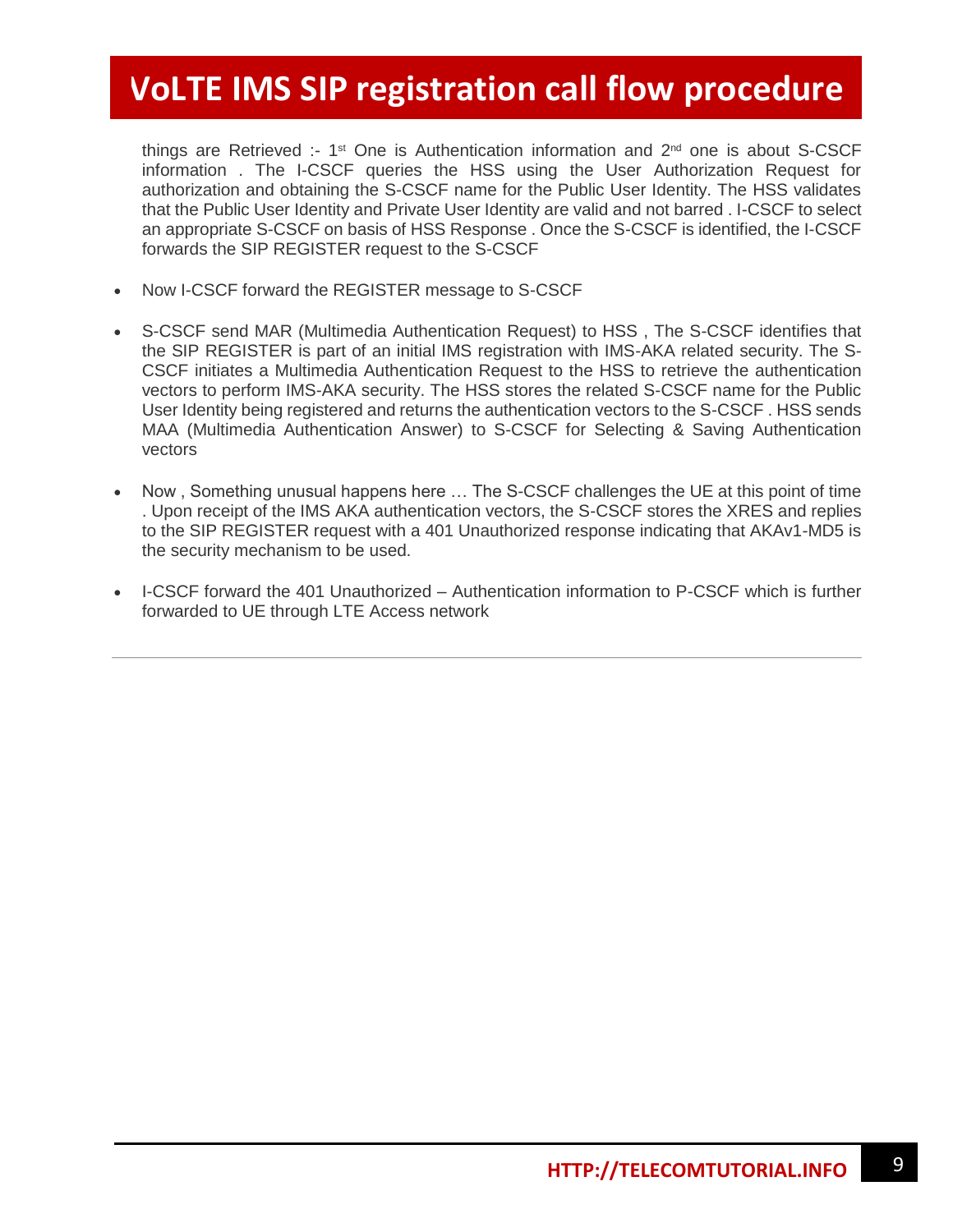things are Retrieved :- 1st One is Authentication information and 2nd one is about S-CSCF information . The I-CSCF queries the HSS using the User Authorization Request for authorization and obtaining the S-CSCF name for the Public User Identity. The HSS validates that the Public User Identity and Private User Identity are valid and not barred . I-CSCF to select an appropriate S-CSCF on basis of HSS Response . Once the S-CSCF is identified, the I-CSCF forwards the SIP REGISTER request to the S-CSCF

- Now I-CSCF forward the REGISTER message to S-CSCF
- S-CSCF send MAR (Multimedia Authentication Request) to HSS , The S-CSCF identifies that the SIP REGISTER is part of an initial IMS registration with IMS-AKA related security. The S-CSCF initiates a Multimedia Authentication Request to the HSS to retrieve the authentication vectors to perform IMS-AKA security. The HSS stores the related S-CSCF name for the Public User Identity being registered and returns the authentication vectors to the S-CSCF . HSS sends MAA (Multimedia Authentication Answer) to S-CSCF for Selecting & Saving Authentication vectors
- Now , Something unusual happens here … The S-CSCF challenges the UE at this point of time . Upon receipt of the IMS AKA authentication vectors, the S-CSCF stores the XRES and replies to the SIP REGISTER request with a 401 Unauthorized response indicating that AKAv1-MD5 is the security mechanism to be used.
- I-CSCF forward the 401 Unauthorized – Authentication information to P-CSCF which is further forwarded to UE through LTE Access network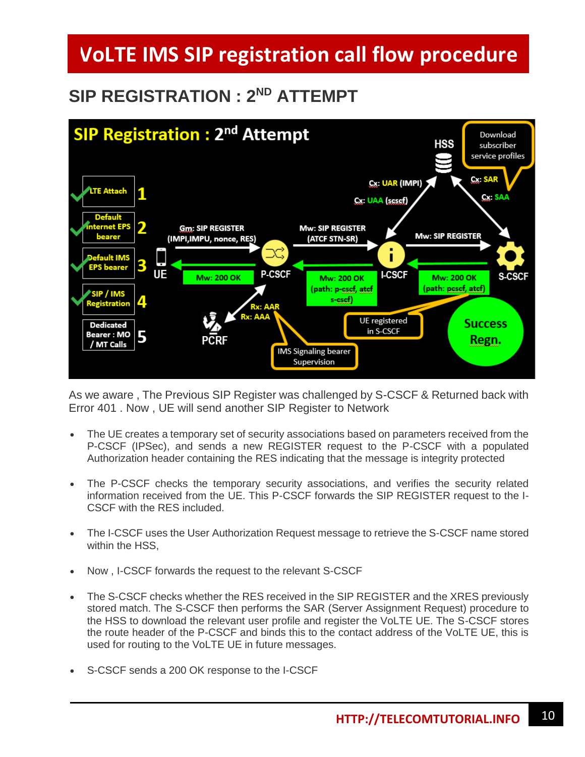# VoLTE IMS SIP registration call flow procedure

## SIP REGISTRATION : 2ND ATTEMPT

As we aware , The Previous SIP Register was challenged by S-CSCF & Returned back with Error 401 . Now , UE will send another SIP Register to Network

- The UE creates a temporary set of security associations based on parameters received from the P-CSCF (IPSec), and sends a new REGISTER request to the P-CSCF with a populated Authorization header containing the RES indicating that the message is integrity protected
- The P-CSCF checks the temporary security associations, and verifies the security related information received from the UE. This P-CSCF forwards the SIP REGISTER request to the I-CSCF with the RES included.
- The I-CSCF uses the User Authorization Request message to retrieve the S-CSCF name stored within the HSS,
- Now , I-CSCF forwards the request to the relevant S-CSCF
- The S-CSCF checks whether the RES received in the SIP REGISTER and the XRES previously stored match. The S-CSCF then performs the SAR (Server Assignment Request) procedure to the HSS to download the relevant user profile and register the VoLTE UE. The S-CSCF stores the route header of the P-CSCF and binds this to the contact address of the VoLTE UE, this is used for routing to the VoLTE UE in future messages.
- S-CSCF sends a 200 OK response to the I-CSCF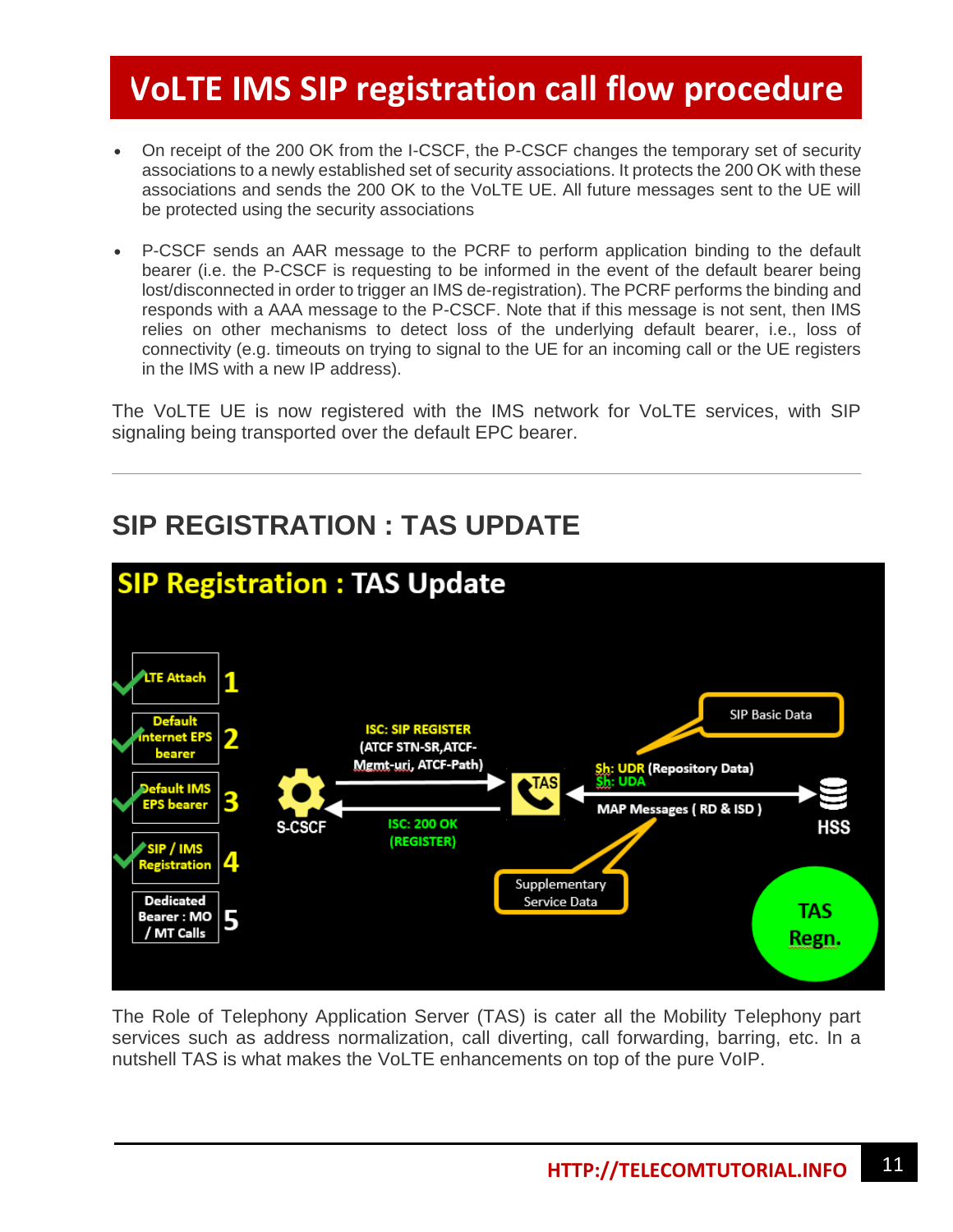# VoLTE IMS SIP registration call flow procedure

- On receipt of the 200 OK from the I-CSCF, the P-CSCF changes the temporary set of security associations to a newly established set of security associations. It protects the 200 OK with these associations and sends the 200 OK to the VoLTE UE. All future messages sent to the UE will be protected using the security associations
- P-CSCF sends an AAR message to the PCRF to perform application binding to the default bearer (i.e. the P-CSCF is requesting to be informed in the event of the default bearer being lost/disconnected in order to trigger an IMS de-registration). The PCRF performs the binding and responds with a AAA message to the P-CSCF. Note that if this message is not sent, then IMS relies on other mechanisms to detect loss of the underlying default bearer, i.e., loss of connectivity (e.g. timeouts on trying to signal to the UE for an incoming call or the UE registers in the IMS with a new IP address).

The VoLTE UE is now registered with the IMS network for VoLTE services, with SIP signaling being transported over the default EPC bearer.

---

## SIP REGISTRATION : TAS UPDATE

The Role of Telephony Application Server (TAS) is cater all the Mobility Telephony part services such as address normalization, call diverting, call forwarding, barring, etc. In a nutshell TAS is what makes the VoLTE enhancements on top of the pure VoIP.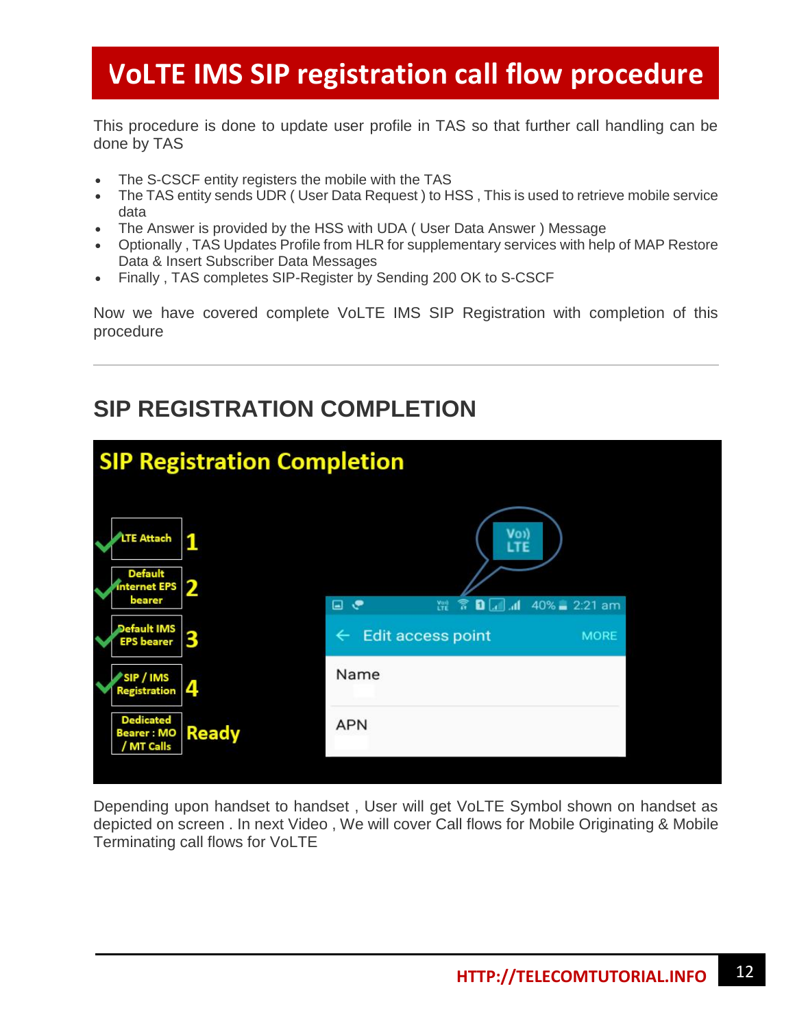# VoLTE IMS SIP registration call flow procedure

This procedure is done to update user profile in TAS so that further call handling can be done by TAS

- The S-CSCF entity registers the mobile with the TAS
- The TAS entity sends UDR ( User Data Request ) to HSS , This is used to retrieve mobile service data
- The Answer is provided by the HSS with UDA ( User Data Answer ) Message
- Optionally , TAS Updates Profile from HLR for supplementary services with help of MAP Restore Data & Insert Subscriber Data Messages
- Finally , TAS completes SIP-Register by Sending 200 OK to S-CSCF

Now we have covered complete VoLTE IMS SIP Registration with completion of this procedure

---

## SIP REGISTRATION COMPLETION

SIP Registration Completion

LTE Attach 1

Default internet EPS bearer 2

Default IMS EPS bearer 3

SIP / IMS Registration 4

Dedicated Bearer : MO / MT Calls Ready

Vo)) LTE

40% 2:21 am

Edit access point MORE

Name

APN

Depending upon handset to handset , User will get VoLTE Symbol shown on handset as depicted on screen . In next Video , We will cover Call flows for Mobile Originating & Mobile Terminating call flows for VoLTE